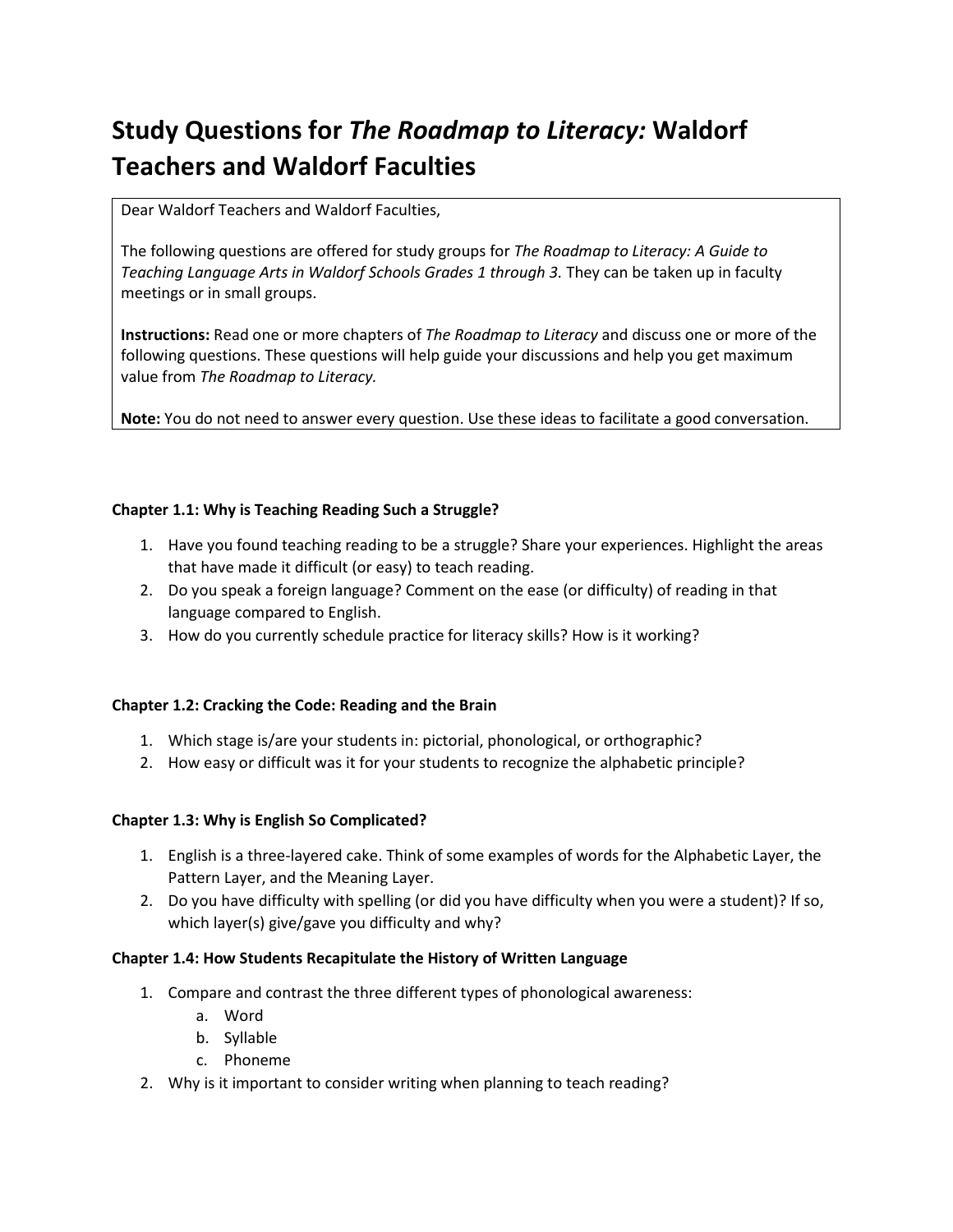# Study Questions for *The Roadmap to Literacy:* Waldorf Teachers and Waldorf Faculties

Dear Waldorf Teachers and Waldorf Faculties,

The following questions are offered for study groups for *The Roadmap to Literacy: A Guide to Teaching Language Arts in Waldorf Schools Grades 1 through 3.* They can be taken up in faculty meetings or in small groups.

**Instructions:** Read one or more chapters of *The Roadmap to Literacy* and discuss one or more of the following questions. These questions will help guide your discussions and help you get maximum value from *The Roadmap to Literacy.*

**Note:** You do not need to answer every question. Use these ideas to facilitate a good conversation.

**Chapter 1.1: Why is Teaching Reading Such a Struggle?**

1. Have you found teaching reading to be a struggle? Share your experiences. Highlight the areas that have made it difficult (or easy) to teach reading.
2. Do you speak a foreign language? Comment on the ease (or difficulty) of reading in that language compared to English.
3. How do you currently schedule practice for literacy skills? How is it working?

**Chapter 1.2: Cracking the Code: Reading and the Brain**

1. Which stage is/are your students in: pictorial, phonological, or orthographic?
2. How easy or difficult was it for your students to recognize the alphabetic principle?

**Chapter 1.3: Why is English So Complicated?**

1. English is a three-layered cake. Think of some examples of words for the Alphabetic Layer, the Pattern Layer, and the Meaning Layer.
2. Do you have difficulty with spelling (or did you have difficulty when you were a student)? If so, which layer(s) give/gave you difficulty and why?

**Chapter 1.4: How Students Recapitulate the History of Written Language**

1. Compare and contrast the three different types of phonological awareness:
   a. Word
   b. Syllable
   c. Phoneme
2. Why is it important to consider writing when planning to teach reading?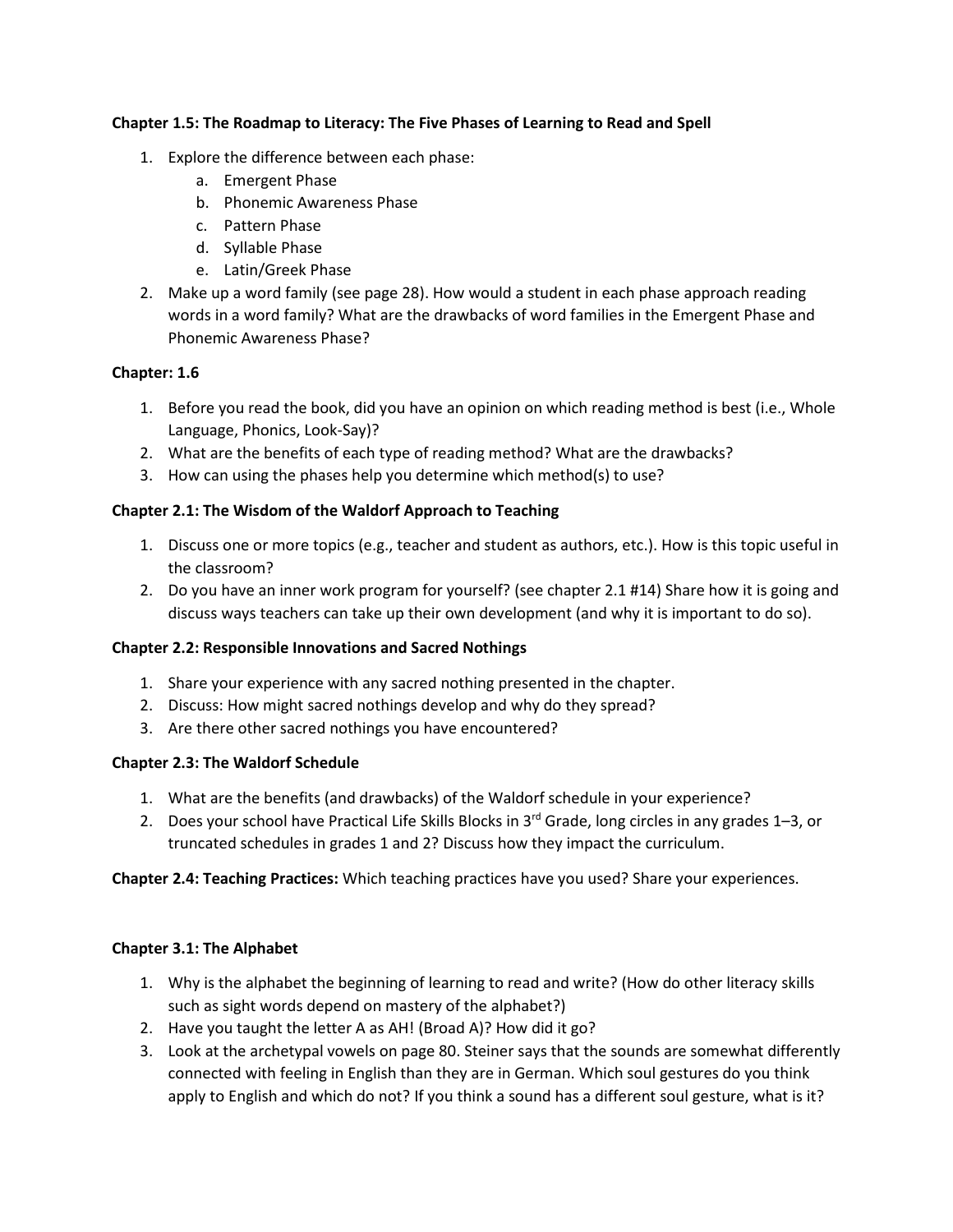**Chapter 1.5: The Roadmap to Literacy: The Five Phases of Learning to Read and Spell**

1. Explore the difference between each phase:
   a. Emergent Phase
   b. Phonemic Awareness Phase
   c. Pattern Phase
   d. Syllable Phase
   e. Latin/Greek Phase
2. Make up a word family (see page 28). How would a student in each phase approach reading words in a word family? What are the drawbacks of word families in the Emergent Phase and Phonemic Awareness Phase?

**Chapter: 1.6**

1. Before you read the book, did you have an opinion on which reading method is best (i.e., Whole Language, Phonics, Look-Say)?
2. What are the benefits of each type of reading method? What are the drawbacks?
3. How can using the phases help you determine which method(s) to use?

**Chapter 2.1: The Wisdom of the Waldorf Approach to Teaching**

1. Discuss one or more topics (e.g., teacher and student as authors, etc.). How is this topic useful in the classroom?
2. Do you have an inner work program for yourself? (see chapter 2.1 #14) Share how it is going and discuss ways teachers can take up their own development (and why it is important to do so).

**Chapter 2.2: Responsible Innovations and Sacred Nothings**

1. Share your experience with any sacred nothing presented in the chapter.
2. Discuss: How might sacred nothings develop and why do they spread?
3. Are there other sacred nothings you have encountered?

**Chapter 2.3: The Waldorf Schedule**

1. What are the benefits (and drawbacks) of the Waldorf schedule in your experience?
2. Does your school have Practical Life Skills Blocks in 3rd Grade, long circles in any grades 1–3, or truncated schedules in grades 1 and 2? Discuss how they impact the curriculum.

**Chapter 2.4: Teaching Practices:** Which teaching practices have you used? Share your experiences.

**Chapter 3.1: The Alphabet**

1. Why is the alphabet the beginning of learning to read and write? (How do other literacy skills such as sight words depend on mastery of the alphabet?)
2. Have you taught the letter A as AH! (Broad A)? How did it go?
3. Look at the archetypal vowels on page 80. Steiner says that the sounds are somewhat differently connected with feeling in English than they are in German. Which soul gestures do you think apply to English and which do not? If you think a sound has a different soul gesture, what is it?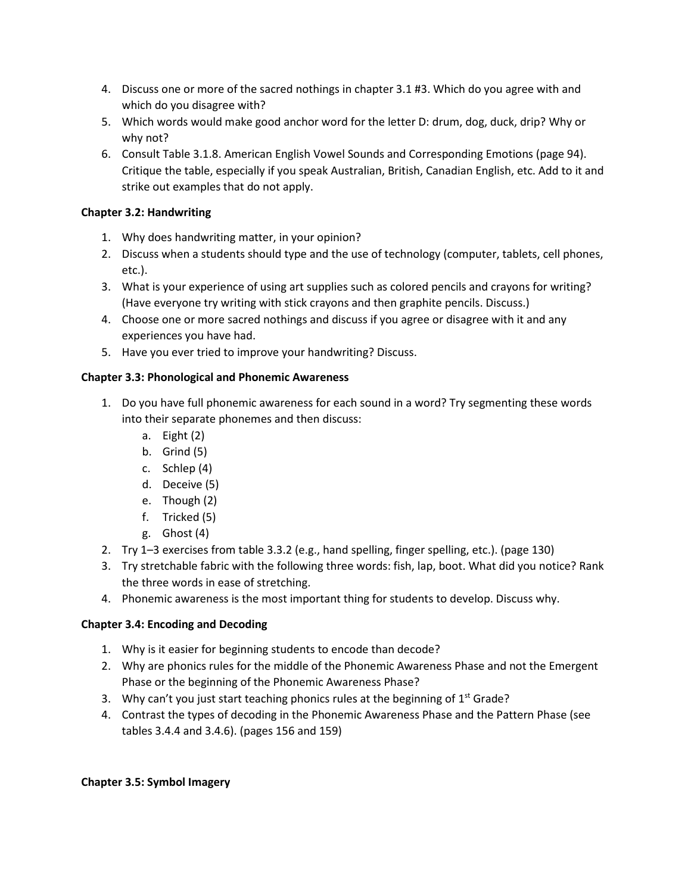4. Discuss one or more of the sacred nothings in chapter 3.1 #3. Which do you agree with and which do you disagree with?
5. Which words would make good anchor word for the letter D: drum, dog, duck, drip? Why or why not?
6. Consult Table 3.1.8. American English Vowel Sounds and Corresponding Emotions (page 94). Critique the table, especially if you speak Australian, British, Canadian English, etc. Add to it and strike out examples that do not apply.

**Chapter 3.2: Handwriting**

1. Why does handwriting matter, in your opinion?
2. Discuss when a students should type and the use of technology (computer, tablets, cell phones, etc.).
3. What is your experience of using art supplies such as colored pencils and crayons for writing? (Have everyone try writing with stick crayons and then graphite pencils. Discuss.)
4. Choose one or more sacred nothings and discuss if you agree or disagree with it and any experiences you have had.
5. Have you ever tried to improve your handwriting? Discuss.

**Chapter 3.3: Phonological and Phonemic Awareness**

1. Do you have full phonemic awareness for each sound in a word? Try segmenting these words into their separate phonemes and then discuss:
   a. Eight (2)
   b. Grind (5)
   c. Schlep (4)
   d. Deceive (5)
   e. Though (2)
   f. Tricked (5)
   g. Ghost (4)
2. Try 1–3 exercises from table 3.3.2 (e.g., hand spelling, finger spelling, etc.). (page 130)
3. Try stretchable fabric with the following three words: fish, lap, boot. What did you notice? Rank the three words in ease of stretching.
4. Phonemic awareness is the most important thing for students to develop. Discuss why.

**Chapter 3.4: Encoding and Decoding**

1. Why is it easier for beginning students to encode than decode?
2. Why are phonics rules for the middle of the Phonemic Awareness Phase and not the Emergent Phase or the beginning of the Phonemic Awareness Phase?
3. Why can't you just start teaching phonics rules at the beginning of 1st Grade?
4. Contrast the types of decoding in the Phonemic Awareness Phase and the Pattern Phase (see tables 3.4.4 and 3.4.6). (pages 156 and 159)

**Chapter 3.5: Symbol Imagery**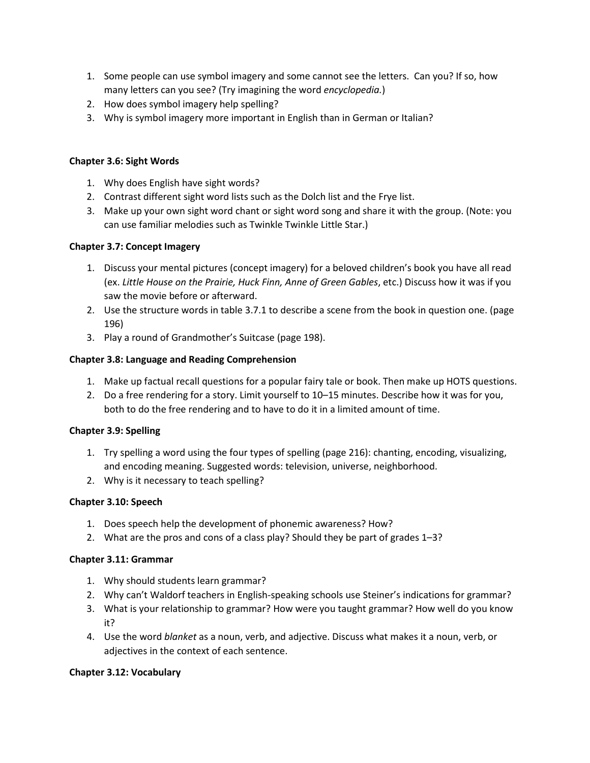1. Some people can use symbol imagery and some cannot see the letters. Can you? If so, how many letters can you see? (Try imagining the word *encyclopedia.*)
2. How does symbol imagery help spelling?
3. Why is symbol imagery more important in English than in German or Italian?

**Chapter 3.6: Sight Words**

1. Why does English have sight words?
2. Contrast different sight word lists such as the Dolch list and the Frye list.
3. Make up your own sight word chant or sight word song and share it with the group. (Note: you can use familiar melodies such as Twinkle Twinkle Little Star.)

**Chapter 3.7: Concept Imagery**

1. Discuss your mental pictures (concept imagery) for a beloved children's book you have all read (ex. *Little House on the Prairie, Huck Finn, Anne of Green Gables*, etc.) Discuss how it was if you saw the movie before or afterward.
2. Use the structure words in table 3.7.1 to describe a scene from the book in question one. (page 196)
3. Play a round of Grandmother's Suitcase (page 198).

**Chapter 3.8: Language and Reading Comprehension**

1. Make up factual recall questions for a popular fairy tale or book. Then make up HOTS questions.
2. Do a free rendering for a story. Limit yourself to 10–15 minutes. Describe how it was for you, both to do the free rendering and to have to do it in a limited amount of time.

**Chapter 3.9: Spelling**

1. Try spelling a word using the four types of spelling (page 216): chanting, encoding, visualizing, and encoding meaning. Suggested words: television, universe, neighborhood.
2. Why is it necessary to teach spelling?

**Chapter 3.10: Speech**

1. Does speech help the development of phonemic awareness? How?
2. What are the pros and cons of a class play? Should they be part of grades 1–3?

**Chapter 3.11: Grammar**

1. Why should students learn grammar?
2. Why can't Waldorf teachers in English-speaking schools use Steiner's indications for grammar?
3. What is your relationship to grammar? How were you taught grammar? How well do you know it?
4. Use the word *blanket* as a noun, verb, and adjective. Discuss what makes it a noun, verb, or adjectives in the context of each sentence.

**Chapter 3.12: Vocabulary**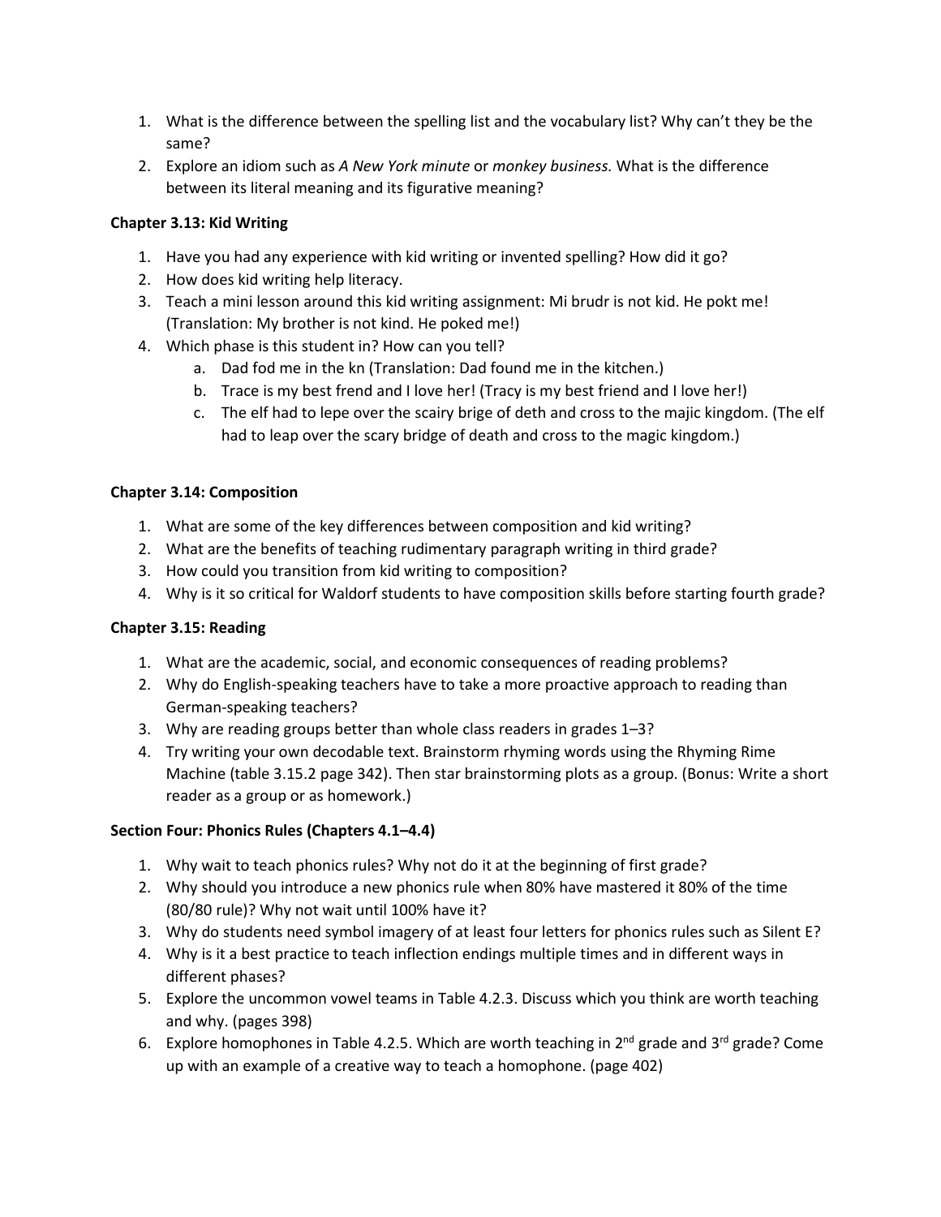1. What is the difference between the spelling list and the vocabulary list? Why can't they be the same?
2. Explore an idiom such as *A New York minute* or *monkey business.* What is the difference between its literal meaning and its figurative meaning?

**Chapter 3.13: Kid Writing**

1. Have you had any experience with kid writing or invented spelling? How did it go?
2. How does kid writing help literacy.
3. Teach a mini lesson around this kid writing assignment: Mi brudr is not kid. He pokt me! (Translation: My brother is not kind. He poked me!)
4. Which phase is this student in? How can you tell?
   a. Dad fod me in the kn (Translation: Dad found me in the kitchen.)
   b. Trace is my best frend and I love her! (Tracy is my best friend and I love her!)
   c. The elf had to lepe over the scairy brige of deth and cross to the majic kingdom. (The elf had to leap over the scary bridge of death and cross to the magic kingdom.)

**Chapter 3.14: Composition**

1. What are some of the key differences between composition and kid writing?
2. What are the benefits of teaching rudimentary paragraph writing in third grade?
3. How could you transition from kid writing to composition?
4. Why is it so critical for Waldorf students to have composition skills before starting fourth grade?

**Chapter 3.15: Reading**

1. What are the academic, social, and economic consequences of reading problems?
2. Why do English-speaking teachers have to take a more proactive approach to reading than German-speaking teachers?
3. Why are reading groups better than whole class readers in grades 1–3?
4. Try writing your own decodable text. Brainstorm rhyming words using the Rhyming Rime Machine (table 3.15.2 page 342). Then star brainstorming plots as a group. (Bonus: Write a short reader as a group or as homework.)

**Section Four: Phonics Rules (Chapters 4.1–4.4)**

1. Why wait to teach phonics rules? Why not do it at the beginning of first grade?
2. Why should you introduce a new phonics rule when 80% have mastered it 80% of the time (80/80 rule)? Why not wait until 100% have it?
3. Why do students need symbol imagery of at least four letters for phonics rules such as Silent E?
4. Why is it a best practice to teach inflection endings multiple times and in different ways in different phases?
5. Explore the uncommon vowel teams in Table 4.2.3. Discuss which you think are worth teaching and why. (pages 398)
6. Explore homophones in Table 4.2.5. Which are worth teaching in 2nd grade and 3rd grade? Come up with an example of a creative way to teach a homophone. (page 402)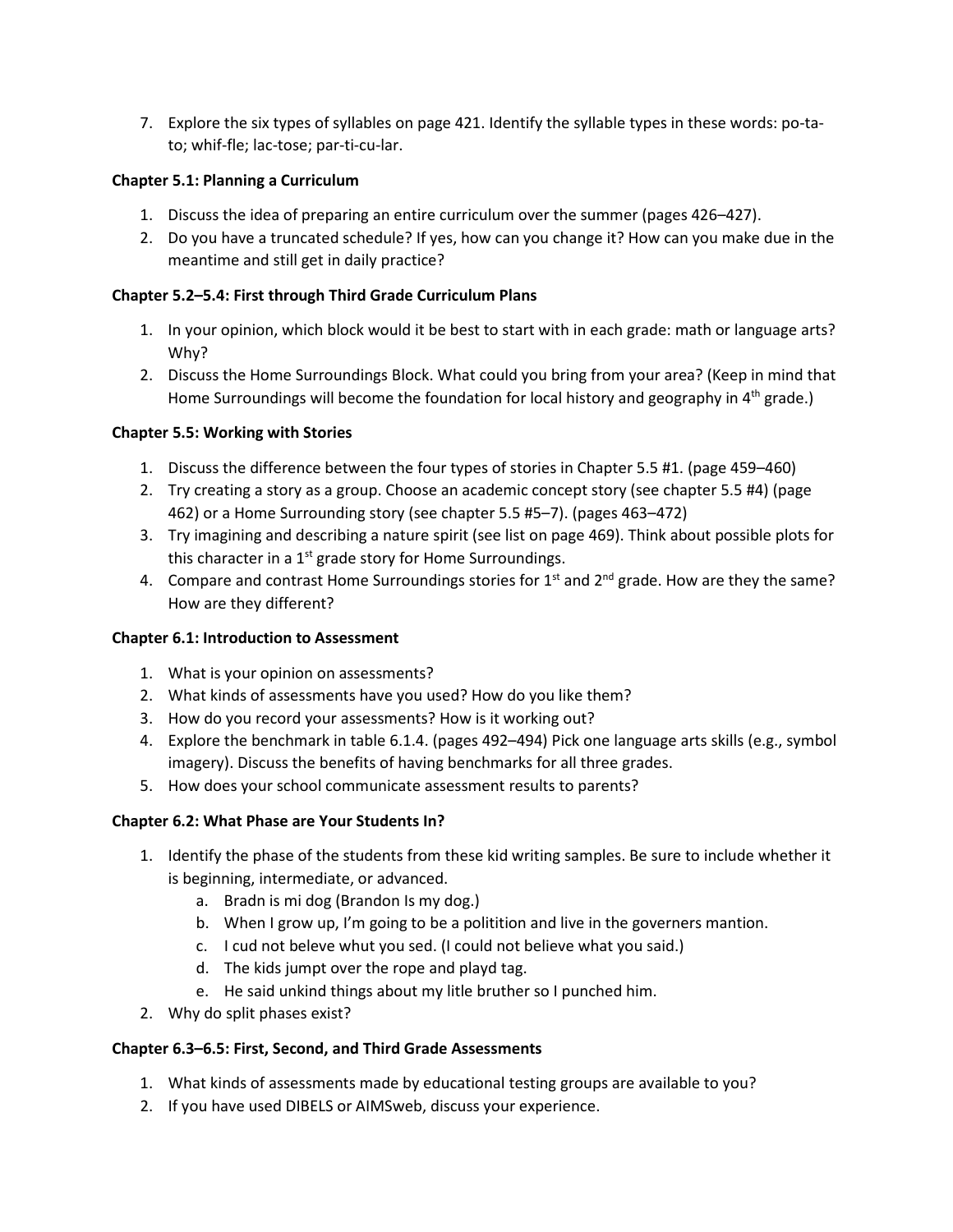7. Explore the six types of syllables on page 421. Identify the syllable types in these words: po-ta-to; whif-fle; lac-tose; par-ti-cu-lar.

**Chapter 5.1: Planning a Curriculum**

1. Discuss the idea of preparing an entire curriculum over the summer (pages 426–427).
2. Do you have a truncated schedule? If yes, how can you change it? How can you make due in the meantime and still get in daily practice?

**Chapter 5.2–5.4: First through Third Grade Curriculum Plans**

1. In your opinion, which block would it be best to start with in each grade: math or language arts? Why?
2. Discuss the Home Surroundings Block. What could you bring from your area? (Keep in mind that Home Surroundings will become the foundation for local history and geography in 4th grade.)

**Chapter 5.5: Working with Stories**

1. Discuss the difference between the four types of stories in Chapter 5.5 #1. (page 459–460)
2. Try creating a story as a group. Choose an academic concept story (see chapter 5.5 #4) (page 462) or a Home Surrounding story (see chapter 5.5 #5–7). (pages 463–472)
3. Try imagining and describing a nature spirit (see list on page 469). Think about possible plots for this character in a 1st grade story for Home Surroundings.
4. Compare and contrast Home Surroundings stories for 1st and 2nd grade. How are they the same? How are they different?

**Chapter 6.1: Introduction to Assessment**

1. What is your opinion on assessments?
2. What kinds of assessments have you used? How do you like them?
3. How do you record your assessments? How is it working out?
4. Explore the benchmark in table 6.1.4. (pages 492–494) Pick one language arts skills (e.g., symbol imagery). Discuss the benefits of having benchmarks for all three grades.
5. How does your school communicate assessment results to parents?

**Chapter 6.2: What Phase are Your Students In?**

1. Identify the phase of the students from these kid writing samples. Be sure to include whether it is beginning, intermediate, or advanced.
   a. Bradn is mi dog (Brandon Is my dog.)
   b. When I grow up, I'm going to be a politition and live in the governers mantion.
   c. I cud not beleve whut you sed. (I could not believe what you said.)
   d. The kids jumpt over the rope and playd tag.
   e. He said unkind things about my litle bruther so I punched him.
2. Why do split phases exist?

**Chapter 6.3–6.5: First, Second, and Third Grade Assessments**

1. What kinds of assessments made by educational testing groups are available to you?
2. If you have used DIBELS or AIMSweb, discuss your experience.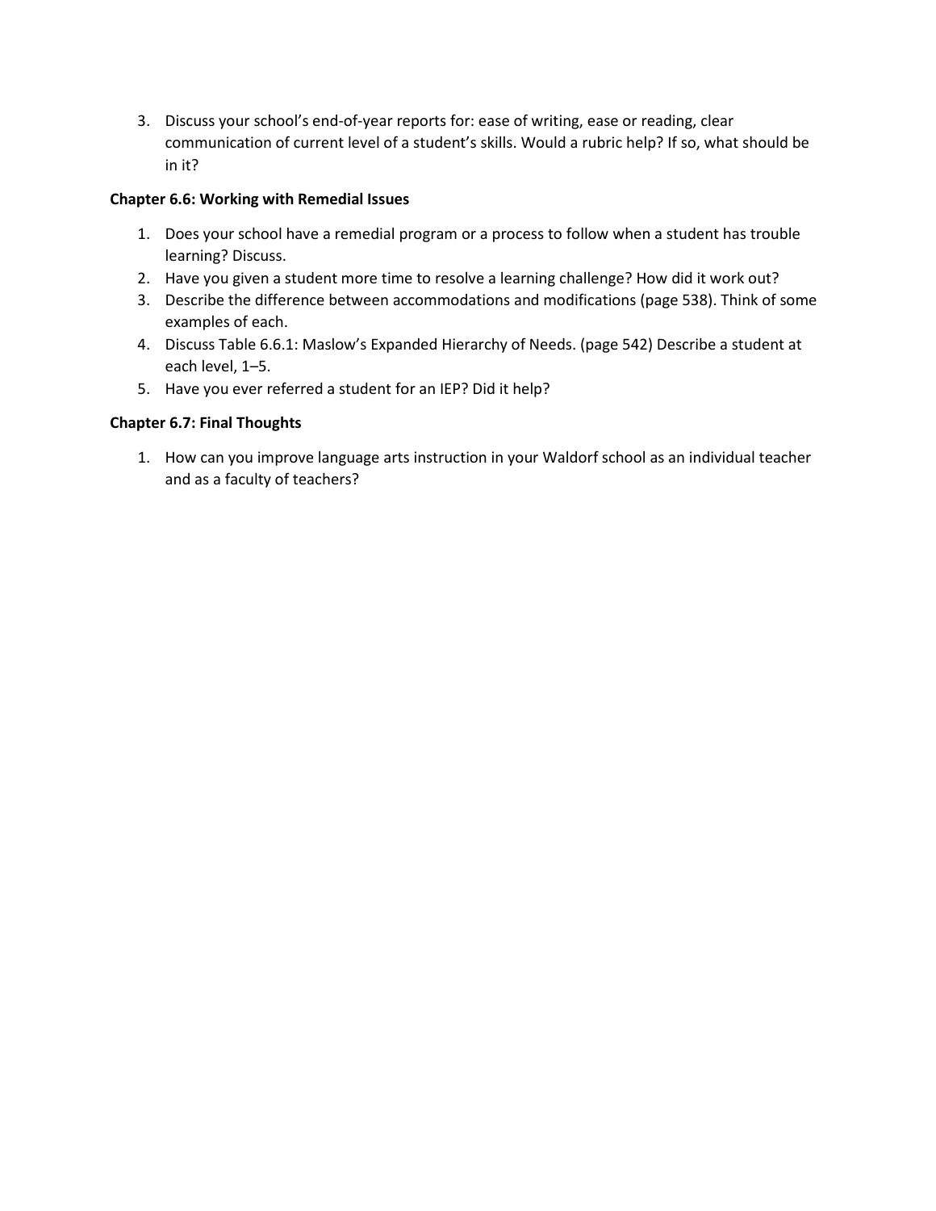3. Discuss your school's end-of-year reports for: ease of writing, ease or reading, clear communication of current level of a student's skills. Would a rubric help? If so, what should be in it?

**Chapter 6.6: Working with Remedial Issues**

1. Does your school have a remedial program or a process to follow when a student has trouble learning? Discuss.
2. Have you given a student more time to resolve a learning challenge? How did it work out?
3. Describe the difference between accommodations and modifications (page 538). Think of some examples of each.
4. Discuss Table 6.6.1: Maslow's Expanded Hierarchy of Needs. (page 542) Describe a student at each level, 1–5.
5. Have you ever referred a student for an IEP? Did it help?

**Chapter 6.7: Final Thoughts**

1. How can you improve language arts instruction in your Waldorf school as an individual teacher and as a faculty of teachers?